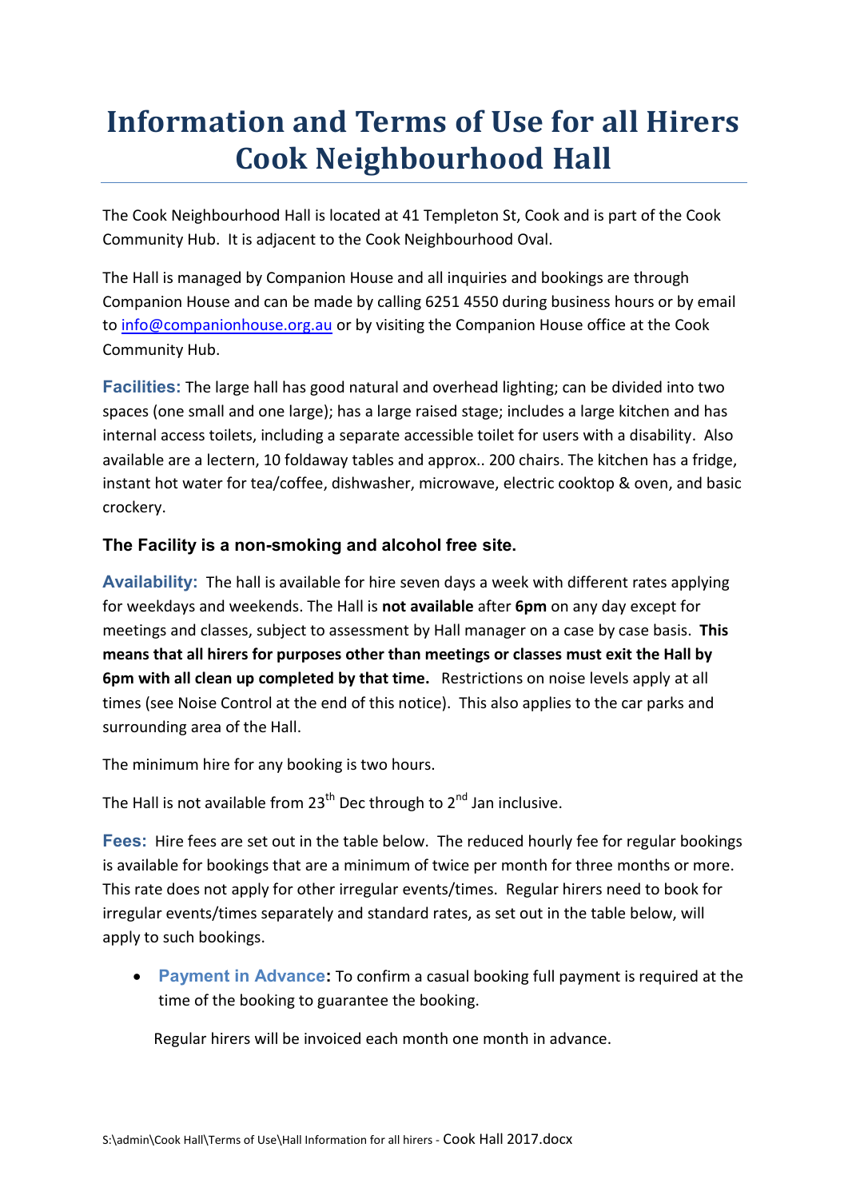# Information and Terms of Use for all Hirers Cook Neighbourhood Hall

The Cook Neighbourhood Hall is located at 41 Templeton St, Cook and is part of the Cook Community Hub. It is adjacent to the Cook Neighbourhood Oval.

The Hall is managed by Companion House and all inquiries and bookings are through Companion House and can be made by calling 6251 4550 during business hours or by email to info@companionhouse.org.au or by visiting the Companion House office at the Cook Community Hub.

**Facilities:** The large hall has good natural and overhead lighting; can be divided into two spaces (one small and one large); has a large raised stage; includes a large kitchen and has internal access toilets, including a separate accessible toilet for users with a disability. Also available are a lectern, 10 foldaway tables and approx.. 200 chairs. The kitchen has a fridge, instant hot water for tea/coffee, dishwasher, microwave, electric cooktop & oven, and basic crockery.

### The Facility is a non-smoking and alcohol free site.

**Availability:** The hall is available for hire seven days a week with different rates applying for weekdays and weekends. The Hall is **not available** after **6pm** on any day except for meetings and classes, subject to assessment by Hall manager on a case by case basis. **This means that all hirers for purposes other than meetings or classes must exit the Hall by 6pm with all clean up completed by that time.** Restrictions on noise levels apply at all times (see Noise Control at the end of this notice). This also applies to the car parks and surrounding area of the Hall.

The minimum hire for any booking is two hours.

The Hall is not available from 23rd Dec through to 2nd Jan inclusive.

**Fees:** Hire fees are set out in the table below. The reduced hourly fee for regular bookings is available for bookings that are a minimum of twice per month for three months or more. This rate does not apply for other irregular events/times. Regular hirers need to book for irregular events/times separately and standard rates, as set out in the table below, will apply to such bookings.

- **Payment in Advance:** To confirm a casual booking full payment is required at the time of the booking to guarantee the booking.

  Regular hirers will be invoiced each month one month in advance.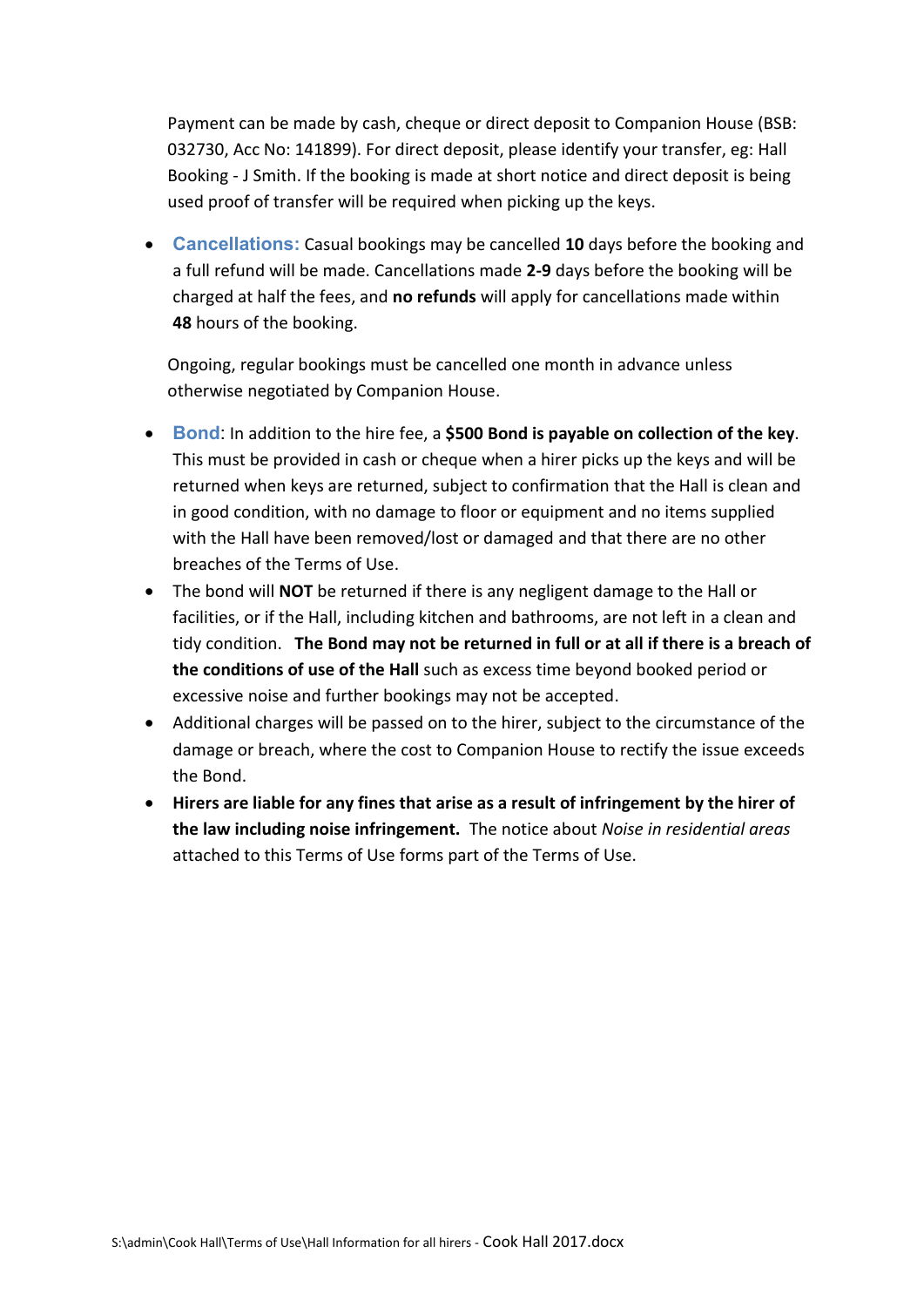Payment can be made by cash, cheque or direct deposit to Companion House (BSB: 032730, Acc No: 141899). For direct deposit, please identify your transfer, eg: Hall Booking - J Smith. If the booking is made at short notice and direct deposit is being used proof of transfer will be required when picking up the keys.

- **Cancellations:** Casual bookings may be cancelled **10** days before the booking and a full refund will be made. Cancellations made **2-9** days before the booking will be charged at half the fees, and **no refunds** will apply for cancellations made within **48** hours of the booking.

  Ongoing, regular bookings must be cancelled one month in advance unless otherwise negotiated by Companion House.

- **Bond**: In addition to the hire fee, a **$500 Bond is payable on collection of the key**. This must be provided in cash or cheque when a hirer picks up the keys and will be returned when keys are returned, subject to confirmation that the Hall is clean and in good condition, with no damage to floor or equipment and no items supplied with the Hall have been removed/lost or damaged and that there are no other breaches of the Terms of Use.
- The bond will **NOT** be returned if there is any negligent damage to the Hall or facilities, or if the Hall, including kitchen and bathrooms, are not left in a clean and tidy condition. **The Bond may not be returned in full or at all if there is a breach of the conditions of use of the Hall** such as excess time beyond booked period or excessive noise and further bookings may not be accepted.
- Additional charges will be passed on to the hirer, subject to the circumstance of the damage or breach, where the cost to Companion House to rectify the issue exceeds the Bond.
- **Hirers are liable for any fines that arise as a result of infringement by the hirer of the law including noise infringement.** The notice about *Noise in residential areas* attached to this Terms of Use forms part of the Terms of Use.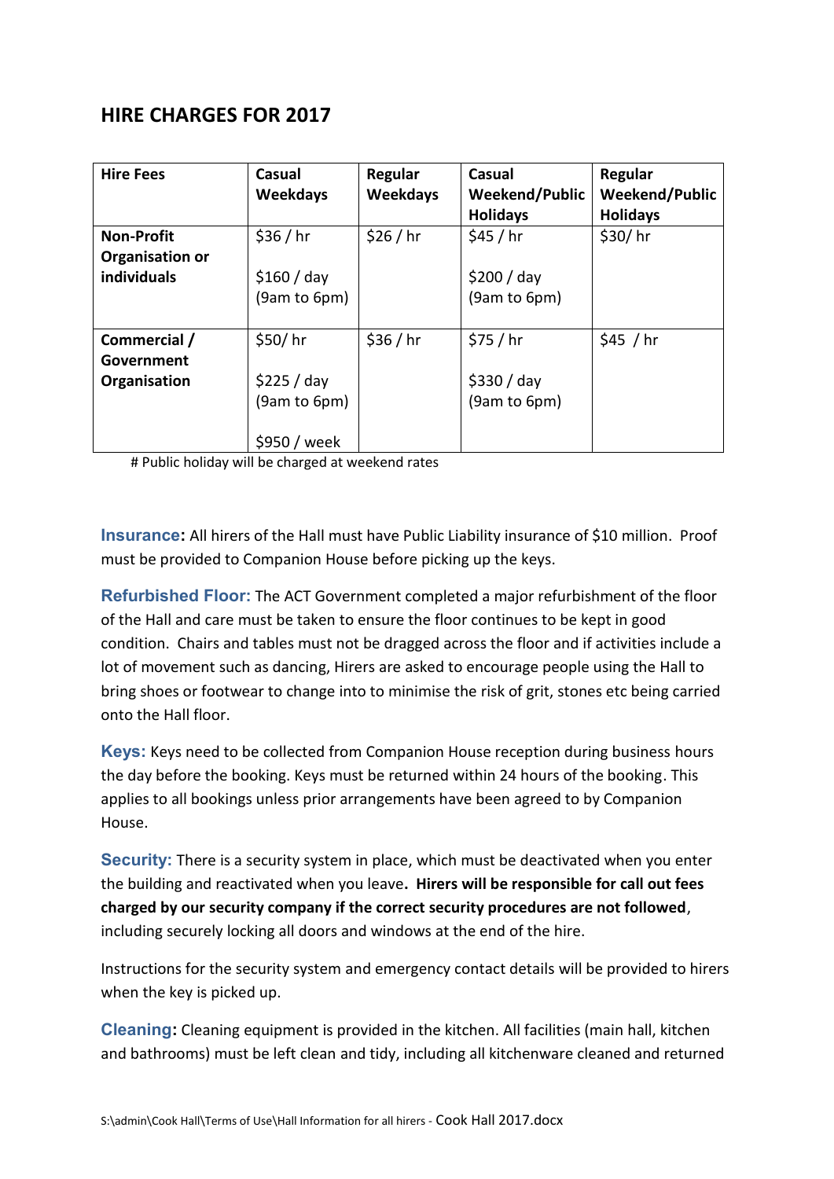## HIRE CHARGES FOR 2017

| Hire Fees | Casual Weekdays | Regular Weekdays | Casual Weekend/Public Holidays | Regular Weekend/Public Holidays |
|---|---|---|---|---|
| **Non-Profit Organisation or individuals** | $36 / hr<br><br>$160 / day (9am to 6pm) | $26 / hr | $45 / hr<br><br>$200 / day (9am to 6pm) | $30/ hr |
| **Commercial / Government Organisation** | $50/ hr<br><br>$225 / day (9am to 6pm)<br><br>$950 / week | $36 / hr | $75 / hr<br><br>$330 / day (9am to 6pm) | $45 / hr |

# Public holiday will be charged at weekend rates

**Insurance:** All hirers of the Hall must have Public Liability insurance of $10 million. Proof must be provided to Companion House before picking up the keys.

**Refurbished Floor:** The ACT Government completed a major refurbishment of the floor of the Hall and care must be taken to ensure the floor continues to be kept in good condition. Chairs and tables must not be dragged across the floor and if activities include a lot of movement such as dancing, Hirers are asked to encourage people using the Hall to bring shoes or footwear to change into to minimise the risk of grit, stones etc being carried onto the Hall floor.

**Keys:** Keys need to be collected from Companion House reception during business hours the day before the booking. Keys must be returned within 24 hours of the booking. This applies to all bookings unless prior arrangements have been agreed to by Companion House.

**Security:** There is a security system in place, which must be deactivated when you enter the building and reactivated when you leave**. Hirers will be responsible for call out fees charged by our security company if the correct security procedures are not followed**, including securely locking all doors and windows at the end of the hire.

Instructions for the security system and emergency contact details will be provided to hirers when the key is picked up.

**Cleaning:** Cleaning equipment is provided in the kitchen. All facilities (main hall, kitchen and bathrooms) must be left clean and tidy, including all kitchenware cleaned and returned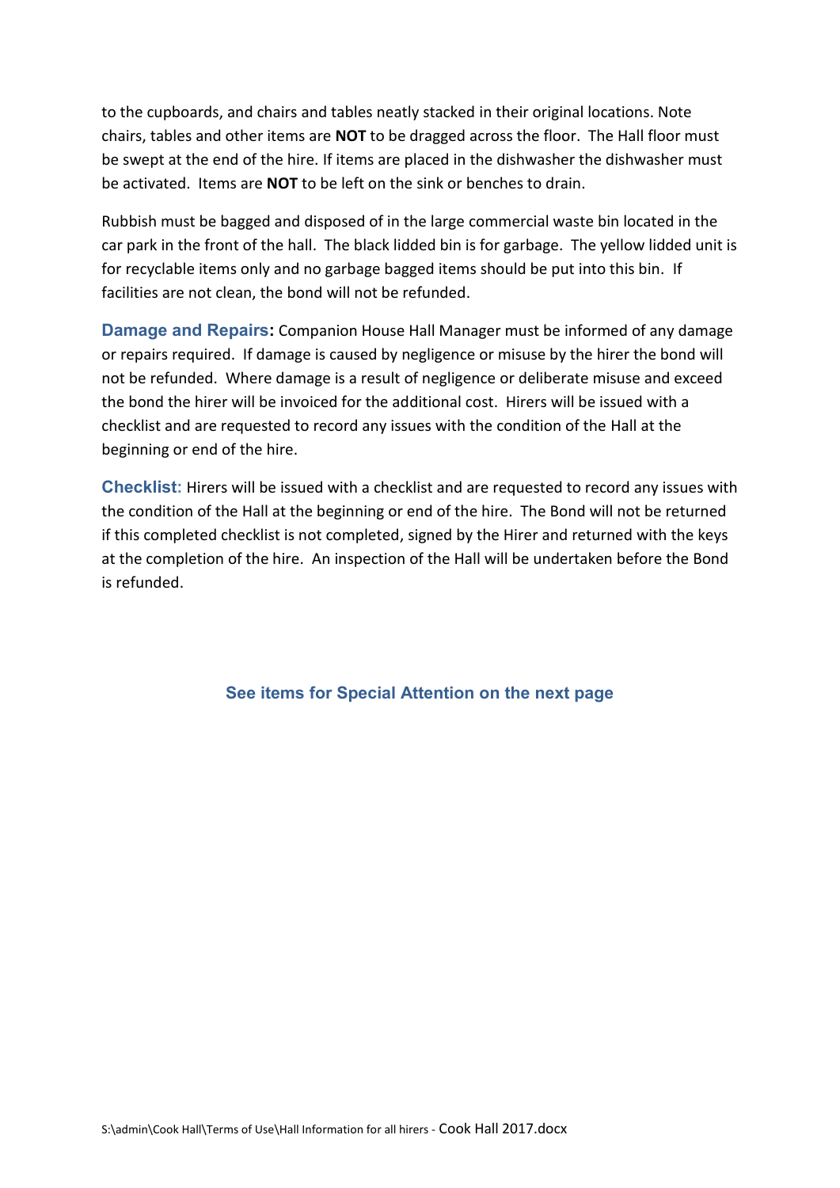to the cupboards, and chairs and tables neatly stacked in their original locations. Note chairs, tables and other items are **NOT** to be dragged across the floor. The Hall floor must be swept at the end of the hire. If items are placed in the dishwasher the dishwasher must be activated. Items are **NOT** to be left on the sink or benches to drain.

Rubbish must be bagged and disposed of in the large commercial waste bin located in the car park in the front of the hall. The black lidded bin is for garbage. The yellow lidded unit is for recyclable items only and no garbage bagged items should be put into this bin. If facilities are not clean, the bond will not be refunded.

**Damage and Repairs:** Companion House Hall Manager must be informed of any damage or repairs required. If damage is caused by negligence or misuse by the hirer the bond will not be refunded. Where damage is a result of negligence or deliberate misuse and exceed the bond the hirer will be invoiced for the additional cost. Hirers will be issued with a checklist and are requested to record any issues with the condition of the Hall at the beginning or end of the hire.

**Checklist:** Hirers will be issued with a checklist and are requested to record any issues with the condition of the Hall at the beginning or end of the hire. The Bond will not be returned if this completed checklist is not completed, signed by the Hirer and returned with the keys at the completion of the hire. An inspection of the Hall will be undertaken before the Bond is refunded.

**See items for Special Attention on the next page**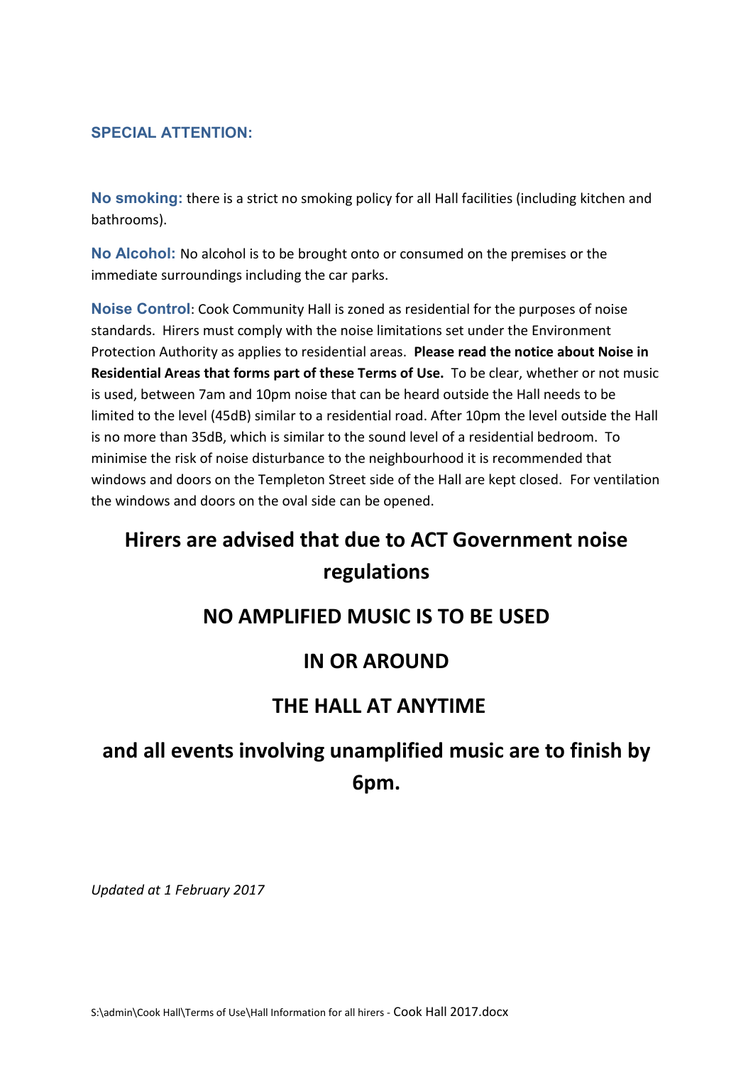### SPECIAL ATTENTION:

**No smoking:** there is a strict no smoking policy for all Hall facilities (including kitchen and bathrooms).

**No Alcohol:** No alcohol is to be brought onto or consumed on the premises or the immediate surroundings including the car parks.

**Noise Control**: Cook Community Hall is zoned as residential for the purposes of noise standards. Hirers must comply with the noise limitations set under the Environment Protection Authority as applies to residential areas. **Please read the notice about Noise in Residential Areas that forms part of these Terms of Use.** To be clear, whether or not music is used, between 7am and 10pm noise that can be heard outside the Hall needs to be limited to the level (45dB) similar to a residential road. After 10pm the level outside the Hall is no more than 35dB, which is similar to the sound level of a residential bedroom. To minimise the risk of noise disturbance to the neighbourhood it is recommended that windows and doors on the Templeton Street side of the Hall are kept closed. For ventilation the windows and doors on the oval side can be opened.

**Hirers are advised that due to ACT Government noise regulations**

**NO AMPLIFIED MUSIC IS TO BE USED**

**IN OR AROUND**

**THE HALL AT ANYTIME**

**and all events involving unamplified music are to finish by 6pm.**

*Updated at 1 February 2017*

S:\admin\Cook Hall\Terms of Use\Hall Information for all hirers - Cook Hall 2017.docx